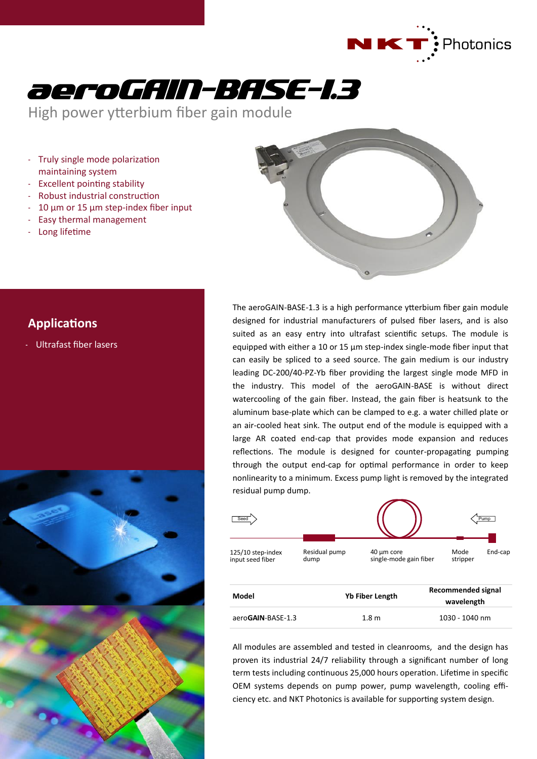# aeroGAIN-BASE-1.3

High power ytterbium fiber gain module

- Truly single mode polarization maintaining system
- Excellent pointing stability
- Robust industrial construction
- 10 µm or 15 µm step-index fiber input
- Easy thermal management
- Long lifetime

## Applications

- Ultrafast fiber lasers

The aeroGAIN-BASE-1.3 is a high performance ytterbium fiber gain module designed for industrial manufacturers of pulsed fiber lasers, and is also suited as an easy entry into ultrafast scientific setups. The module is equipped with either a 10 or 15 µm step-index single-mode fiber input that can easily be spliced to a seed source. The gain medium is our industry leading DC-200/40-PZ-Yb fiber providing the largest single mode MFD in the industry. This model of the aeroGAIN-BASE is without direct watercooling of the gain fiber. Instead, the gain fiber is heatsunk to the aluminum base-plate which can be clamped to e.g. a water chilled plate or an air-cooled heat sink. The output end of the module is equipped with a large AR coated end-cap that provides mode expansion and reduces reflections. The module is designed for counter-propagating pumping through the output end-cap for optimal performance in order to keep nonlinearity to a minimum. Excess pump light is removed by the integrated residual pump dump.

Seed → | Pump ←

125/10 step-index input seed fiber | Residual pump dump | 40 µm core single-mode gain fiber | Mode stripper | End-cap

| Model | Yb Fiber Length | Recommended signal wavelength |
|---|---|---|
| aero**GAIN**-BASE-1.3 | 1.8 m | 1030 - 1040 nm |

All modules are assembled and tested in cleanrooms, and the design has proven its industrial 24/7 reliability through a significant number of long term tests including continuous 25,000 hours operation. Lifetime in specific OEM systems depends on pump power, pump wavelength, cooling efficiency etc. and NKT Photonics is available for supporting system design.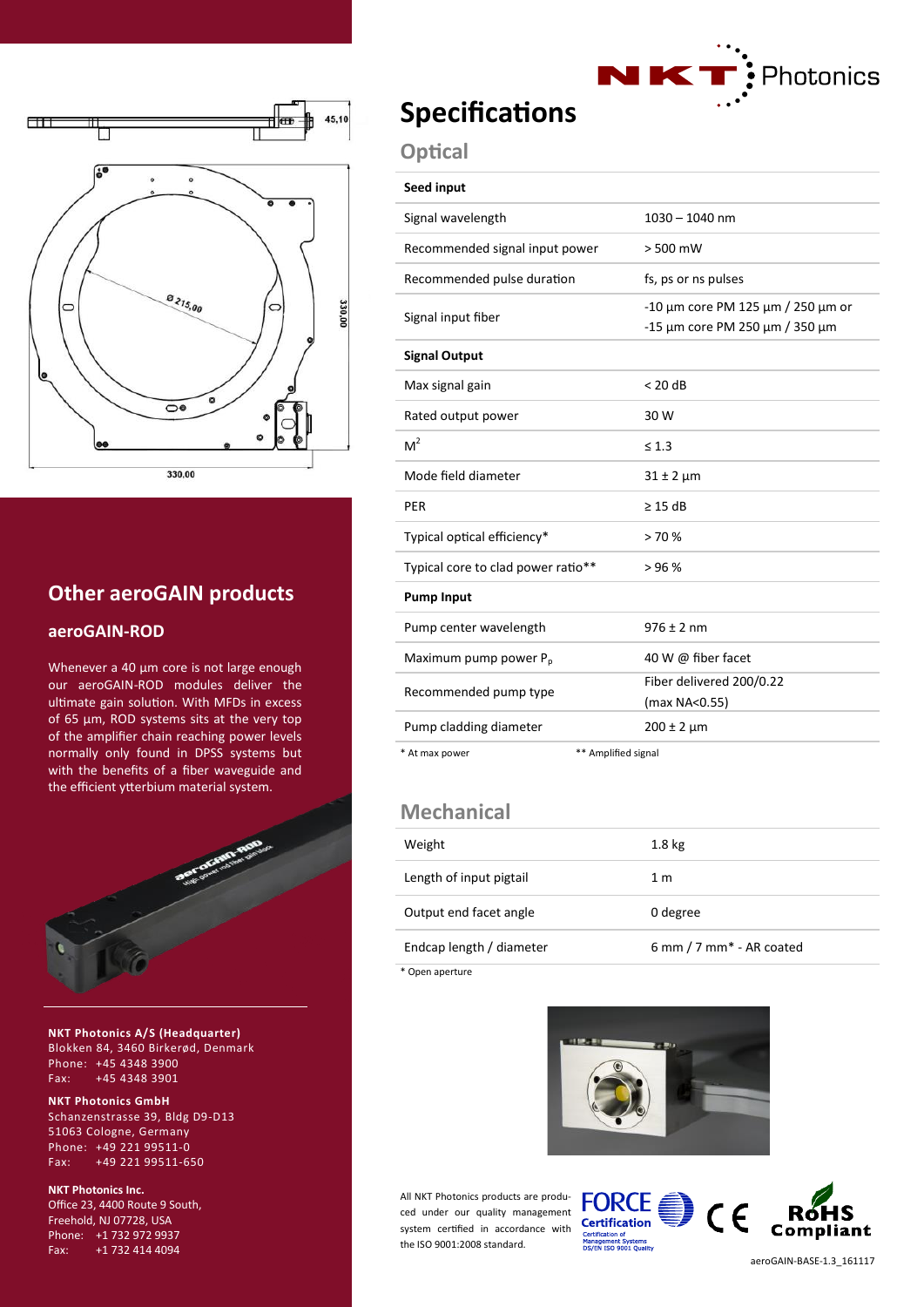## Other aeroGAIN products

### aeroGAIN-ROD

Whenever a 40 µm core is not large enough our aeroGAIN-ROD modules deliver the ultimate gain solution. With MFDs in excess of 65 µm, ROD systems sits at the very top of the amplifier chain reaching power levels normally only found in DPSS systems but with the benefits of a fiber waveguide and the efficient ytterbium material system.

**NKT Photonics A/S (Headquarter)**
Blokken 84, 3460 Birkerød, Denmark
Phone: +45 4348 3900
Fax: +45 4348 3901

**NKT Photonics GmbH**
Schanzenstrasse 39, Bldg D9-D13
51063 Cologne, Germany
Phone: +49 221 99511-0
Fax: +49 221 99511-650

**NKT Photonics Inc.**
Office 23, 4400 Route 9 South,
Freehold, NJ 07728, USA
Phone: +1 732 972 9937
Fax: +1 732 414 4094

# Specifications

## Optical

| | |
|---|---|
| **Seed input** | |
| Signal wavelength | 1030 – 1040 nm |
| Recommended signal input power | > 500 mW |
| Recommended pulse duration | fs, ps or ns pulses |
| Signal input fiber | -10 µm core PM 125 µm / 250 µm or -15 µm core PM 250 µm / 350 µm |
| **Signal Output** | |
| Max signal gain | < 20 dB |
| Rated output power | 30 W |
| $M^2$ | ≤ 1.3 |
| Mode field diameter | 31 ± 2 µm |
| PER | ≥ 15 dB |
| Typical optical efficiency* | > 70 % |
| Typical core to clad power ratio** | > 96 % |
| **Pump Input** | |
| Pump center wavelength | 976 ± 2 nm |
| Maximum pump power $P_p$ | 40 W @ fiber facet |
| Recommended pump type | Fiber delivered 200/0.22 (max NA<0.55) |
| Pump cladding diameter | 200 ± 2 µm |

\* At max power ** Amplified signal

## Mechanical

| | |
|---|---|
| Weight | 1.8 kg |
| Length of input pigtail | 1 m |
| Output end facet angle | 0 degree |
| Endcap length / diameter | 6 mm / 7 mm* - AR coated |

\* Open aperture

All NKT Photonics products are produced under our quality management system certified in accordance with the ISO 9001:2008 standard.

aeroGAIN-BASE-1.3_161117